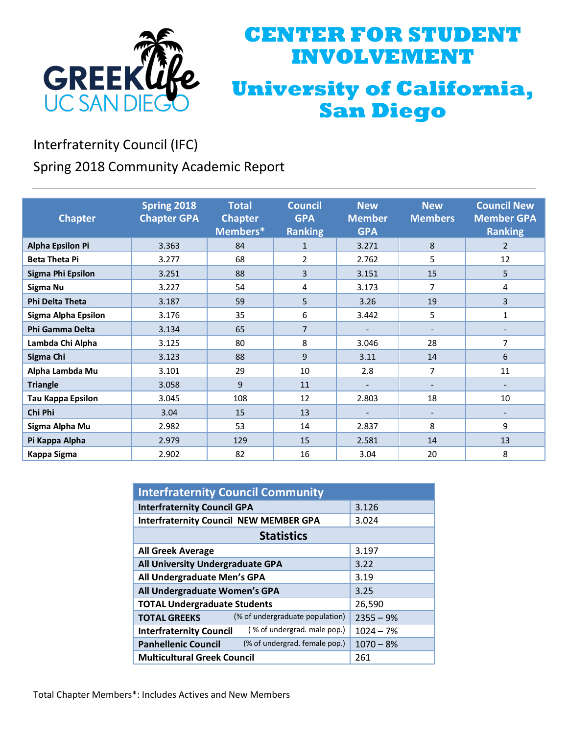# CENTER FOR STUDENT INVOLVEMENT

# University of California, San Diego

GREEK life UC SAN DIEGO

## Interfraternity Council (IFC)

## Spring 2018 Community Academic Report

| Chapter | Spring 2018 Chapter GPA | Total Chapter Members* | Council GPA Ranking | New Member GPA | New Members | Council New Member GPA Ranking |
|---|---|---|---|---|---|---|
| Alpha Epsilon Pi | 3.363 | 84 | 1 | 3.271 | 8 | 2 |
| Beta Theta Pi | 3.277 | 68 | 2 | 2.762 | 5 | 12 |
| Sigma Phi Epsilon | 3.251 | 88 | 3 | 3.151 | 15 | 5 |
| Sigma Nu | 3.227 | 54 | 4 | 3.173 | 7 | 4 |
| Phi Delta Theta | 3.187 | 59 | 5 | 3.26 | 19 | 3 |
| Sigma Alpha Epsilon | 3.176 | 35 | 6 | 3.442 | 5 | 1 |
| Phi Gamma Delta | 3.134 | 65 | 7 | - | - | - |
| Lambda Chi Alpha | 3.125 | 80 | 8 | 3.046 | 28 | 7 |
| Sigma Chi | 3.123 | 88 | 9 | 3.11 | 14 | 6 |
| Alpha Lambda Mu | 3.101 | 29 | 10 | 2.8 | 7 | 11 |
| Triangle | 3.058 | 9 | 11 | - | - | - |
| Tau Kappa Epsilon | 3.045 | 108 | 12 | 2.803 | 18 | 10 |
| Chi Phi | 3.04 | 15 | 13 | - | - | - |
| Sigma Alpha Mu | 2.982 | 53 | 14 | 2.837 | 8 | 9 |
| Pi Kappa Alpha | 2.979 | 129 | 15 | 2.581 | 14 | 13 |
| Kappa Sigma | 2.902 | 82 | 16 | 3.04 | 20 | 8 |

| Interfraternity Council Community | |
|---|---|
| Interfraternity Council GPA | 3.126 |
| Interfraternity Council NEW MEMBER GPA | 3.024 |
| **Statistics** | |
| All Greek Average | 3.197 |
| All University Undergraduate GPA | 3.22 |
| All Undergraduate Men's GPA | 3.19 |
| All Undergraduate Women's GPA | 3.25 |
| TOTAL Undergraduate Students | 26,590 |
| TOTAL GREEKS (% of undergraduate population) | 2355 – 9% |
| Interfraternity Council ( % of undergrad. male pop.) | 1024 – 7% |
| Panhellenic Council (% of undergrad. female pop.) | 1070 – 8% |
| Multicultural Greek Council | 261 |

Total Chapter Members*: Includes Actives and New Members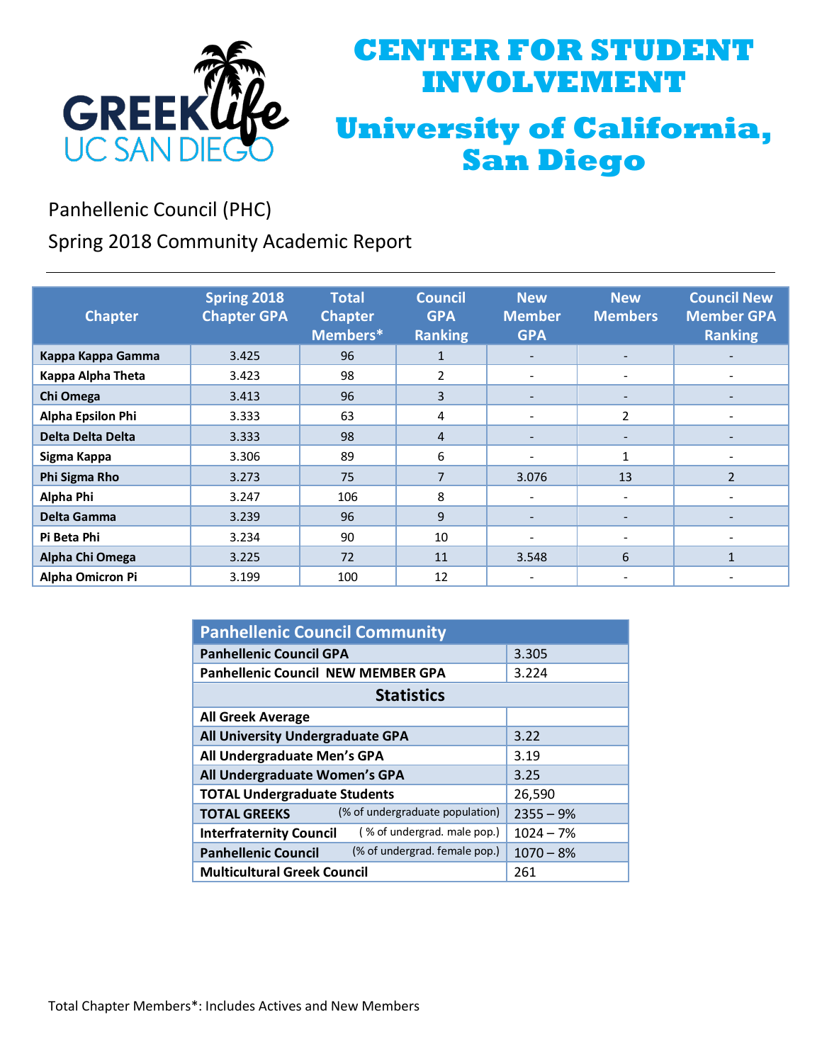# CENTER FOR STUDENT INVOLVEMENT

# University of California, San Diego

GREEK life UC SAN DIEGO

Panhellenic Council (PHC)

Spring 2018 Community Academic Report

| Chapter | Spring 2018 Chapter GPA | Total Chapter Members* | Council GPA Ranking | New Member GPA | New Members | Council New Member GPA Ranking |
|---|---|---|---|---|---|---|
| Kappa Kappa Gamma | 3.425 | 96 | 1 | - | - | - |
| Kappa Alpha Theta | 3.423 | 98 | 2 | - | - | - |
| Chi Omega | 3.413 | 96 | 3 | - | - | - |
| Alpha Epsilon Phi | 3.333 | 63 | 4 | - | 2 | - |
| Delta Delta Delta | 3.333 | 98 | 4 | - | - | - |
| Sigma Kappa | 3.306 | 89 | 6 | - | 1 | - |
| Phi Sigma Rho | 3.273 | 75 | 7 | 3.076 | 13 | 2 |
| Alpha Phi | 3.247 | 106 | 8 | - | - | - |
| Delta Gamma | 3.239 | 96 | 9 | - | - | - |
| Pi Beta Phi | 3.234 | 90 | 10 | - | - | - |
| Alpha Chi Omega | 3.225 | 72 | 11 | 3.548 | 6 | 1 |
| Alpha Omicron Pi | 3.199 | 100 | 12 | - | - | - |

| Panhellenic Council Community | |
|---|---|
| Panhellenic Council GPA | 3.305 |
| Panhellenic Council NEW MEMBER GPA | 3.224 |
| **Statistics** | |
| All Greek Average | |
| All University Undergraduate GPA | 3.22 |
| All Undergraduate Men's GPA | 3.19 |
| All Undergraduate Women's GPA | 3.25 |
| TOTAL Undergraduate Students | 26,590 |
| TOTAL GREEKS (% of undergraduate population) | 2355 – 9% |
| Interfraternity Council ( % of undergrad. male pop.) | 1024 – 7% |
| Panhellenic Council (% of undergrad. female pop.) | 1070 – 8% |
| Multicultural Greek Council | 261 |

Total Chapter Members*: Includes Actives and New Members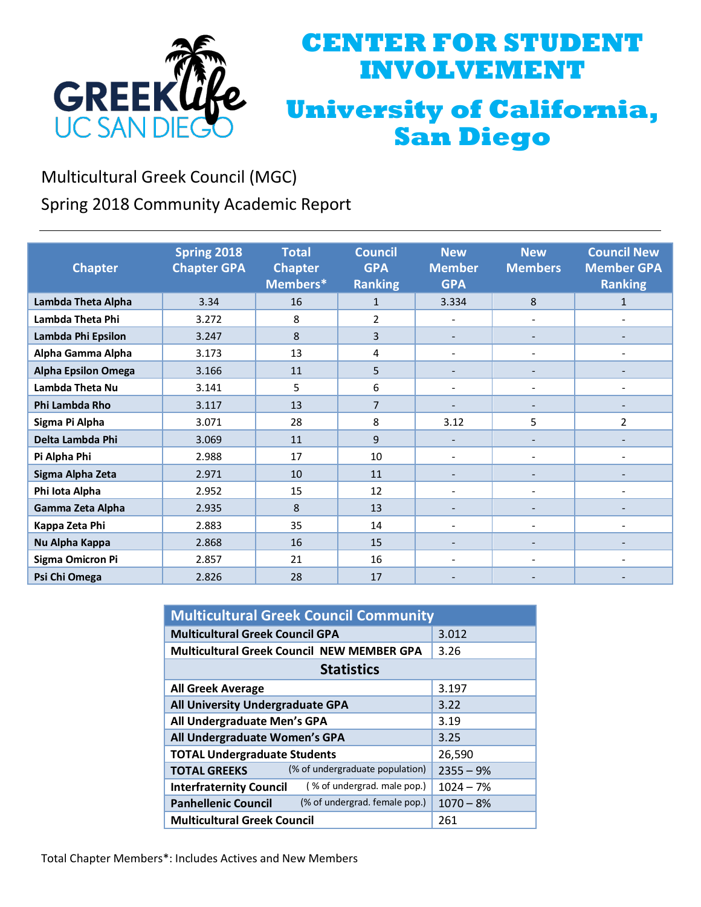# CENTER FOR STUDENT INVOLVEMENT

# University of California, San Diego

Multicultural Greek Council (MGC)

Spring 2018 Community Academic Report

| Chapter | Spring 2018 Chapter GPA | Total Chapter Members* | Council GPA Ranking | New Member GPA | New Members | Council New Member GPA Ranking |
|---|---|---|---|---|---|---|
| Lambda Theta Alpha | 3.34 | 16 | 1 | 3.334 | 8 | 1 |
| Lambda Theta Phi | 3.272 | 8 | 2 | - | - | - |
| Lambda Phi Epsilon | 3.247 | 8 | 3 | - | - | - |
| Alpha Gamma Alpha | 3.173 | 13 | 4 | - | - | - |
| Alpha Epsilon Omega | 3.166 | 11 | 5 | - | - | - |
| Lambda Theta Nu | 3.141 | 5 | 6 | - | - | - |
| Phi Lambda Rho | 3.117 | 13 | 7 | - | - | - |
| Sigma Pi Alpha | 3.071 | 28 | 8 | 3.12 | 5 | 2 |
| Delta Lambda Phi | 3.069 | 11 | 9 | - | - | - |
| Pi Alpha Phi | 2.988 | 17 | 10 | - | - | - |
| Sigma Alpha Zeta | 2.971 | 10 | 11 | - | - | - |
| Phi Iota Alpha | 2.952 | 15 | 12 | - | - | - |
| Gamma Zeta Alpha | 2.935 | 8 | 13 | - | - | - |
| Kappa Zeta Phi | 2.883 | 35 | 14 | - | - | - |
| Nu Alpha Kappa | 2.868 | 16 | 15 | - | - | - |
| Sigma Omicron Pi | 2.857 | 21 | 16 | - | - | - |
| Psi Chi Omega | 2.826 | 28 | 17 | - | - | - |

| Multicultural Greek Council Community | |
|---|---|
| **Multicultural Greek Council GPA** | 3.012 |
| **Multicultural Greek Council NEW MEMBER GPA** | 3.26 |
| **Statistics** | |
| **All Greek Average** | 3.197 |
| **All University Undergraduate GPA** | 3.22 |
| **All Undergraduate Men's GPA** | 3.19 |
| **All Undergraduate Women's GPA** | 3.25 |
| **TOTAL Undergraduate Students** | 26,590 |
| **TOTAL GREEKS** (% of undergraduate population) | 2355 – 9% |
| **Interfraternity Council** ( % of undergrad. male pop.) | 1024 – 7% |
| **Panhellenic Council** (% of undergrad. female pop.) | 1070 – 8% |
| **Multicultural Greek Council** | 261 |

Total Chapter Members*: Includes Actives and New Members